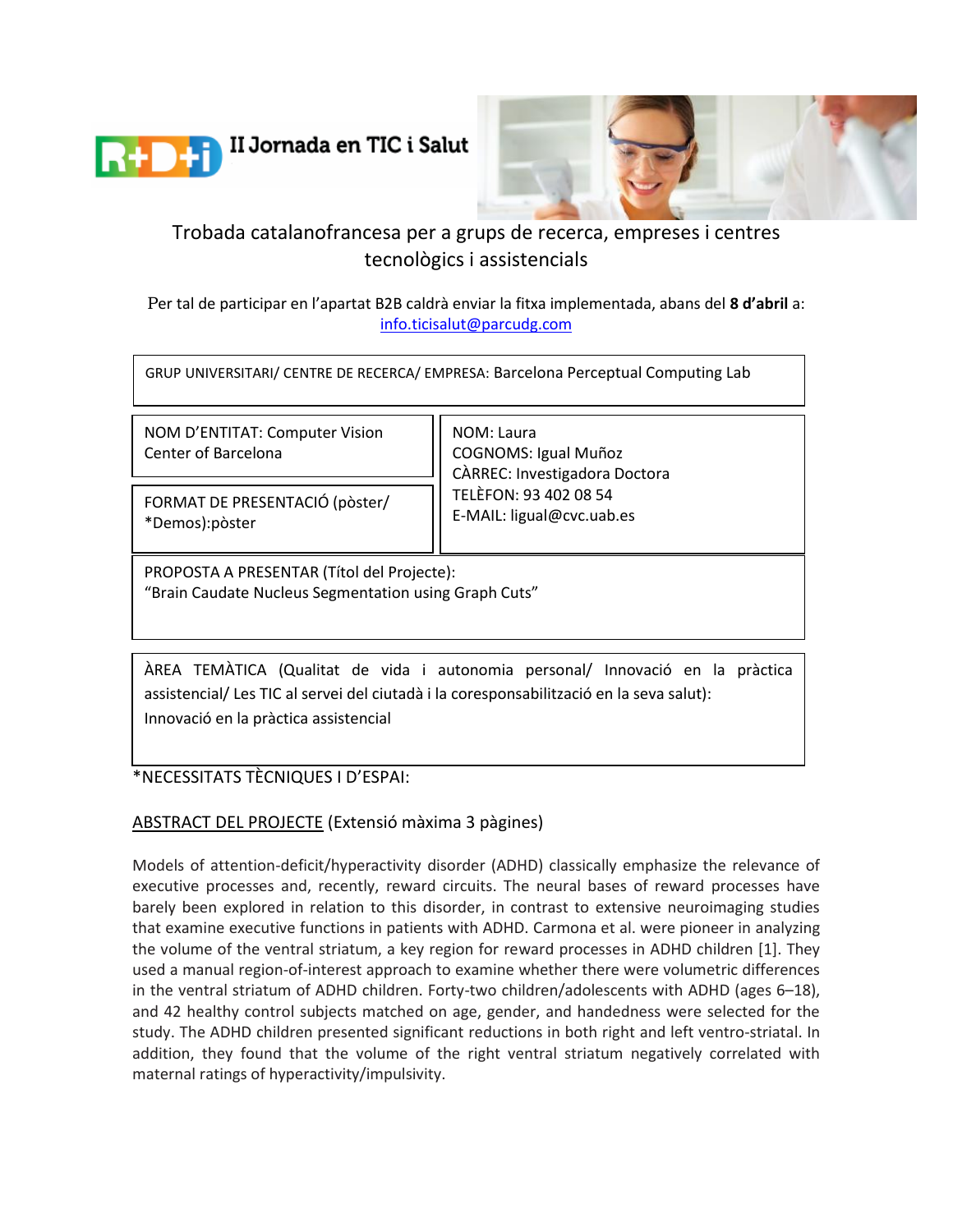# II Jornada en TIC i Salut

Trobada catalanofrancesa per a grups de recerca, empreses i centres tecnològics i assistencials

Per tal de participar en l'apartat B2B caldrà enviar la fitxa implementada, abans del **8 d'abril** a: info.ticisalut@parcudg.com

GRUP UNIVERSITARI/ CENTRE DE RECERCA/ EMPRESA: Barcelona Perceptual Computing Lab

NOM D'ENTITAT: Computer Vision Center of Barcelona

FORMAT DE PRESENTACIÓ (pòster/ *Demos):pòster

NOM: Laura
COGNOMS: Igual Muñoz
CÀRREC: Investigadora Doctora
TELÈFON: 93 402 08 54
E-MAIL: ligual@cvc.uab.es

PROPOSTA A PRESENTAR (Títol del Projecte):
"Brain Caudate Nucleus Segmentation using Graph Cuts"

ÀREA TEMÀTICA (Qualitat de vida i autonomia personal/ Innovació en la pràctica assistencial/ Les TIC al servei del ciutadà i la coresponsabilització en la seva salut):
Innovació en la pràctica assistencial

*NECESSITATS TÈCNIQUES I D'ESPAI:

ABSTRACT DEL PROJECTE (Extensió màxima 3 pàgines)

Models of attention-deficit/hyperactivity disorder (ADHD) classically emphasize the relevance of executive processes and, recently, reward circuits. The neural bases of reward processes have barely been explored in relation to this disorder, in contrast to extensive neuroimaging studies that examine executive functions in patients with ADHD. Carmona et al. were pioneer in analyzing the volume of the ventral striatum, a key region for reward processes in ADHD children [1]. They used a manual region-of-interest approach to examine whether there were volumetric differences in the ventral striatum of ADHD children. Forty-two children/adolescents with ADHD (ages 6–18), and 42 healthy control subjects matched on age, gender, and handedness were selected for the study. The ADHD children presented significant reductions in both right and left ventro-striatal. In addition, they found that the volume of the right ventral striatum negatively correlated with maternal ratings of hyperactivity/impulsivity.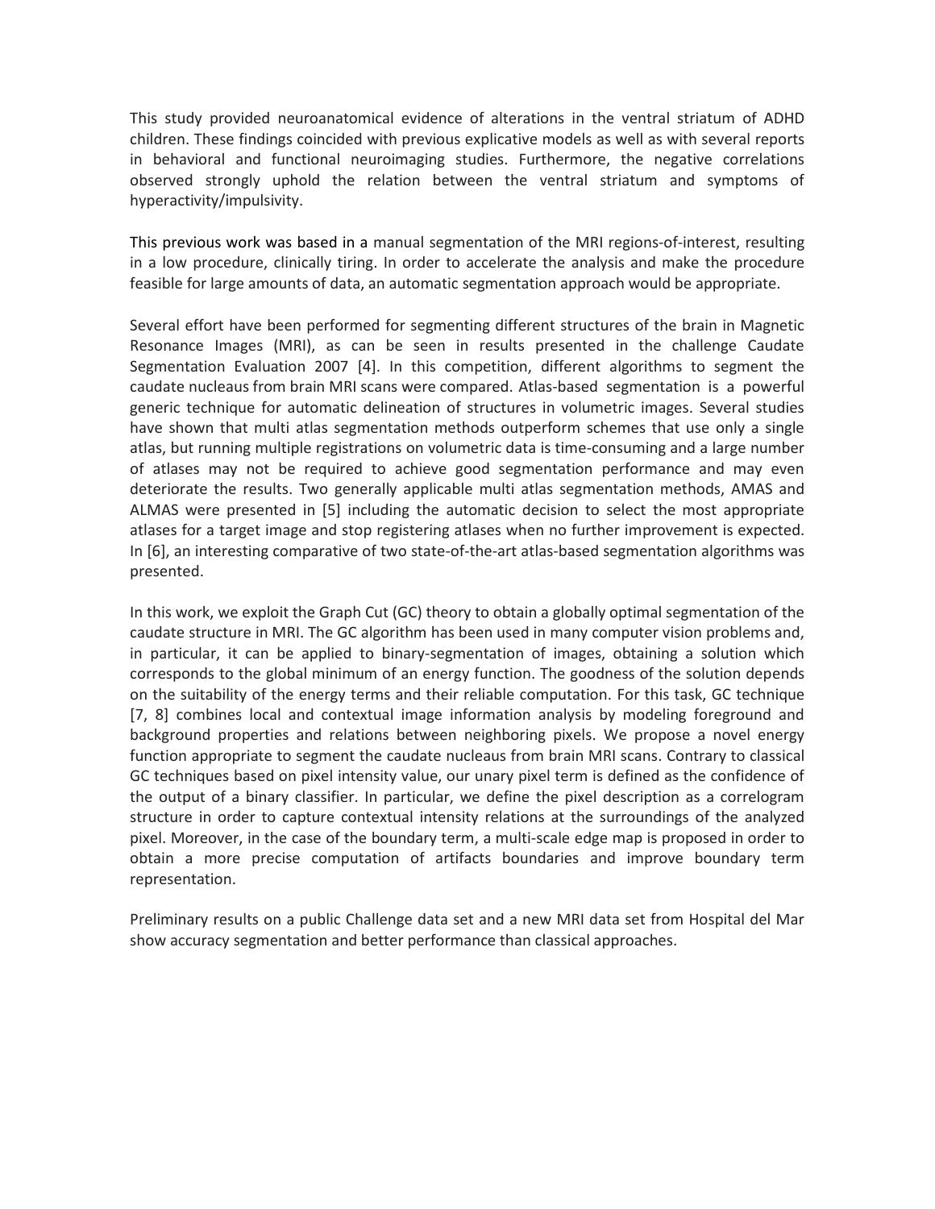This study provided neuroanatomical evidence of alterations in the ventral striatum of ADHD children. These findings coincided with previous explicative models as well as with several reports in behavioral and functional neuroimaging studies. Furthermore, the negative correlations observed strongly uphold the relation between the ventral striatum and symptoms of hyperactivity/impulsivity.

This previous work was based in a manual segmentation of the MRI regions-of-interest, resulting in a low procedure, clinically tiring. In order to accelerate the analysis and make the procedure feasible for large amounts of data, an automatic segmentation approach would be appropriate.

Several effort have been performed for segmenting different structures of the brain in Magnetic Resonance Images (MRI), as can be seen in results presented in the challenge Caudate Segmentation Evaluation 2007 [4]. In this competition, different algorithms to segment the caudate nucleaus from brain MRI scans were compared. Atlas-based segmentation is a powerful generic technique for automatic delineation of structures in volumetric images. Several studies have shown that multi atlas segmentation methods outperform schemes that use only a single atlas, but running multiple registrations on volumetric data is time-consuming and a large number of atlases may not be required to achieve good segmentation performance and may even deteriorate the results. Two generally applicable multi atlas segmentation methods, AMAS and ALMAS were presented in [5] including the automatic decision to select the most appropriate atlases for a target image and stop registering atlases when no further improvement is expected. In [6], an interesting comparative of two state-of-the-art atlas-based segmentation algorithms was presented.

In this work, we exploit the Graph Cut (GC) theory to obtain a globally optimal segmentation of the caudate structure in MRI. The GC algorithm has been used in many computer vision problems and, in particular, it can be applied to binary-segmentation of images, obtaining a solution which corresponds to the global minimum of an energy function. The goodness of the solution depends on the suitability of the energy terms and their reliable computation. For this task, GC technique [7, 8] combines local and contextual image information analysis by modeling foreground and background properties and relations between neighboring pixels. We propose a novel energy function appropriate to segment the caudate nucleaus from brain MRI scans. Contrary to classical GC techniques based on pixel intensity value, our unary pixel term is defined as the confidence of the output of a binary classifier. In particular, we define the pixel description as a correlogram structure in order to capture contextual intensity relations at the surroundings of the analyzed pixel. Moreover, in the case of the boundary term, a multi-scale edge map is proposed in order to obtain a more precise computation of artifacts boundaries and improve boundary term representation.

Preliminary results on a public Challenge data set and a new MRI data set from Hospital del Mar show accuracy segmentation and better performance than classical approaches.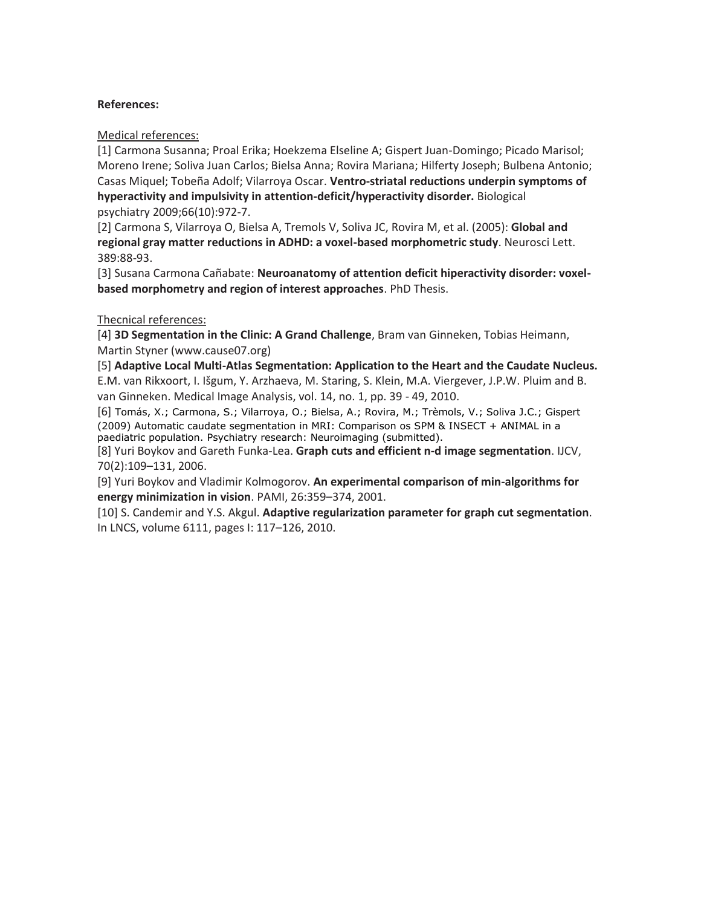**References:**

Medical references:

[1] Carmona Susanna; Proal Erika; Hoekzema Elseline A; Gispert Juan-Domingo; Picado Marisol; Moreno Irene; Soliva Juan Carlos; Bielsa Anna; Rovira Mariana; Hilferty Joseph; Bulbena Antonio; Casas Miquel; Tobeña Adolf; Vilarroya Oscar. **Ventro-striatal reductions underpin symptoms of hyperactivity and impulsivity in attention-deficit/hyperactivity disorder.** Biological psychiatry 2009;66(10):972-7.

[2] Carmona S, Vilarroya O, Bielsa A, Tremols V, Soliva JC, Rovira M, et al. (2005): **Global and regional gray matter reductions in ADHD: a voxel-based morphometric study**. Neurosci Lett. 389:88-93.

[3] Susana Carmona Cañabate: **Neuroanatomy of attention deficit hiperactivity disorder: voxel-based morphometry and region of interest approaches**. PhD Thesis.

Thecnical references:

[4] **3D Segmentation in the Clinic: A Grand Challenge**, Bram van Ginneken, Tobias Heimann, Martin Styner (www.cause07.org)

[5] **Adaptive Local Multi-Atlas Segmentation: Application to the Heart and the Caudate Nucleus.** E.M. van Rikxoort, I. Išgum, Y. Arzhaeva, M. Staring, S. Klein, M.A. Viergever, J.P.W. Pluim and B. van Ginneken. Medical Image Analysis, vol. 14, no. 1, pp. 39 - 49, 2010.

[6] Tomás, X.; Carmona, S.; Vilarroya, O.; Bielsa, A.; Rovira, M.; Trèmols, V.; Soliva J.C.; Gispert (2009) Automatic caudate segmentation in MRI: Comparison os SPM & INSECT + ANIMAL in a paediatric population. Psychiatry research: Neuroimaging (submitted).

[8] Yuri Boykov and Gareth Funka-Lea. **Graph cuts and efficient n-d image segmentation**. IJCV, 70(2):109–131, 2006.

[9] Yuri Boykov and Vladimir Kolmogorov. **An experimental comparison of min-algorithms for energy minimization in vision**. PAMI, 26:359–374, 2001.

[10] S. Candemir and Y.S. Akgul. **Adaptive regularization parameter for graph cut segmentation**. In LNCS, volume 6111, pages I: 117–126, 2010.